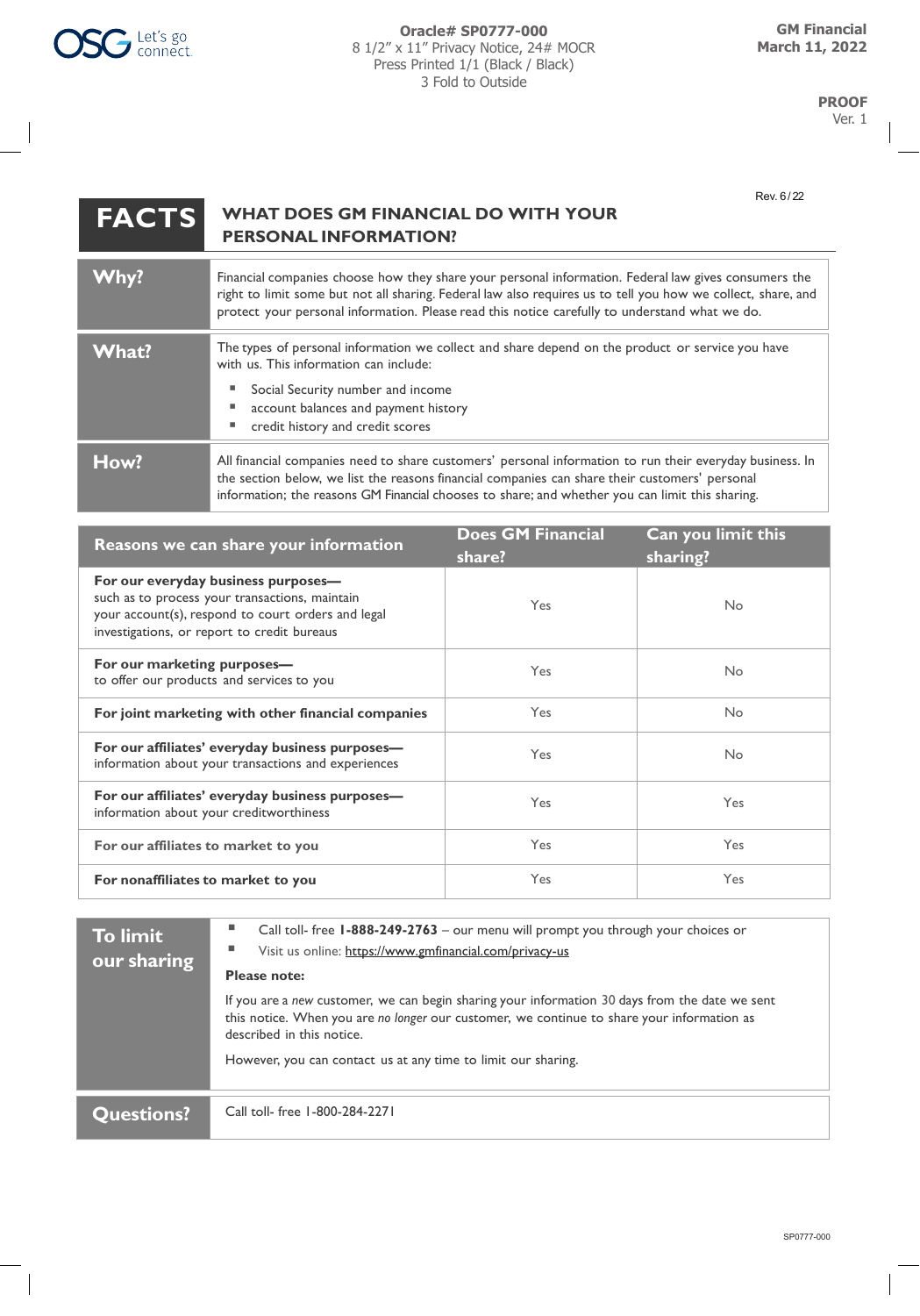Oracle# SP0777-000
8 1/2” x 11” Privacy Notice, 24# MOCR
Press Printed 1/1 (Black / Black)
3 Fold to Outside

GM Financial
March 11, 2022

PROOF
Ver. 1

Rev. 6/22

# FACTS — WHAT DOES GM FINANCIAL DO WITH YOUR PERSONAL INFORMATION?

| | |
|---|---|
| **Why?** | Financial companies choose how they share your personal information. Federal law gives consumers the right to limit some but not all sharing. Federal law also requires us to tell you how we collect, share, and protect your personal information. Please read this notice carefully to understand what we do. |
| **What?** | The types of personal information we collect and share depend on the product or service you have with us. This information can include:<br>▪ Social Security number and income<br>▪ account balances and payment history<br>▪ credit history and credit scores |
| **How?** | All financial companies need to share customers’ personal information to run their everyday business. In the section below, we list the reasons financial companies can share their customers’ personal information; the reasons GM Financial chooses to share; and whether you can limit this sharing. |

| Reasons we can share your information | Does GM Financial share? | Can you limit this sharing? |
|---|---|---|
| **For our everyday business purposes—** such as to process your transactions, maintain your account(s), respond to court orders and legal investigations, or report to credit bureaus | Yes | No |
| **For our marketing purposes—** to offer our products and services to you | Yes | No |
| **For joint marketing with other financial companies** | Yes | No |
| **For our affiliates’ everyday business purposes—** information about your transactions and experiences | Yes | No |
| **For our affiliates’ everyday business purposes—** information about your creditworthiness | Yes | Yes |
| **For our affiliates to market to you** | Yes | Yes |
| **For nonaffiliates to market to you** | Yes | Yes |

| | |
|---|---|
| **To limit our sharing** | ▪ Call toll- free **1-888-249-2763** – our menu will prompt you through your choices or<br>▪ Visit us online: https://www.gmfinancial.com/privacy-us<br><br>**Please note:**<br><br>If you are a *new* customer, we can begin sharing your information 30 days from the date we sent this notice. When you are *no longer* our customer, we continue to share your information as described in this notice.<br><br>However, you can contact us at any time to limit our sharing. |
| **Questions?** | Call toll- free 1-800-284-2271 |

SP0777-000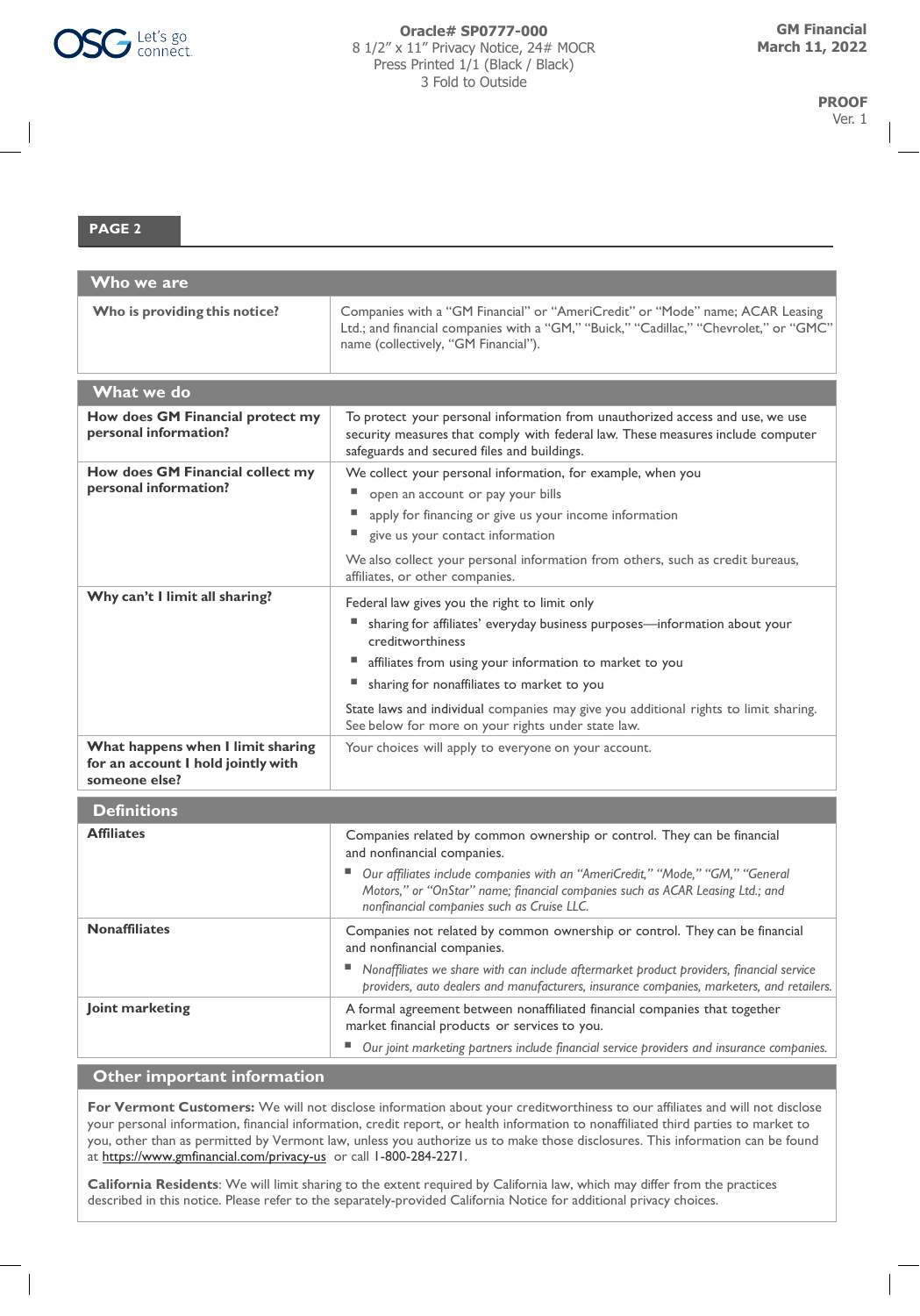**PAGE 2**

| Who we are | |
|---|---|
| **Who is providing this notice?** | Companies with a "GM Financial" or "AmeriCredit" or "Mode" name; ACAR Leasing Ltd.; and financial companies with a "GM," "Buick," "Cadillac," "Chevrolet," or "GMC" name (collectively, "GM Financial"). |

| What we do | |
|---|---|
| **How does GM Financial protect my personal information?** | To protect your personal information from unauthorized access and use, we use security measures that comply with federal law. These measures include computer safeguards and secured files and buildings. |
| **How does GM Financial collect my personal information?** | We collect your personal information, for example, when you<br>▪ open an account or pay your bills<br>▪ apply for financing or give us your income information<br>▪ give us your contact information<br><br>We also collect your personal information from others, such as credit bureaus, affiliates, or other companies. |
| **Why can't I limit all sharing?** | Federal law gives you the right to limit only<br>▪ sharing for affiliates' everyday business purposes—information about your creditworthiness<br>▪ affiliates from using your information to market to you<br>▪ sharing for nonaffiliates to market to you<br><br>State laws and individual companies may give you additional rights to limit sharing. See below for more on your rights under state law. |
| **What happens when I limit sharing for an account I hold jointly with someone else?** | Your choices will apply to everyone on your account. |

| Definitions | |
|---|---|
| **Affiliates** | Companies related by common ownership or control. They can be financial and nonfinancial companies.<br>▪ *Our affiliates include companies with an "AmeriCredit," "Mode," "GM," "General Motors," or "OnStar" name; financial companies such as ACAR Leasing Ltd.; and nonfinancial companies such as Cruise LLC.* |
| **Nonaffiliates** | Companies not related by common ownership or control. They can be financial and nonfinancial companies.<br>▪ *Nonaffiliates we share with can include aftermarket product providers, financial service providers, auto dealers and manufacturers, insurance companies, marketers, and retailers.* |
| **Joint marketing** | A formal agreement between nonaffiliated financial companies that together market financial products or services to you.<br>▪ *Our joint marketing partners include financial service providers and insurance companies.* |

## Other important information

**For Vermont Customers:** We will not disclose information about your creditworthiness to our affiliates and will not disclose your personal information, financial information, credit report, or health information to nonaffiliated third parties to market to you, other than as permitted by Vermont law, unless you authorize us to make those disclosures. This information can be found at https://www.gmfinancial.com/privacy-us or call 1-800-284-2271.

**California Residents**: We will limit sharing to the extent required by California law, which may differ from the practices described in this notice. Please refer to the separately-provided California Notice for additional privacy choices.